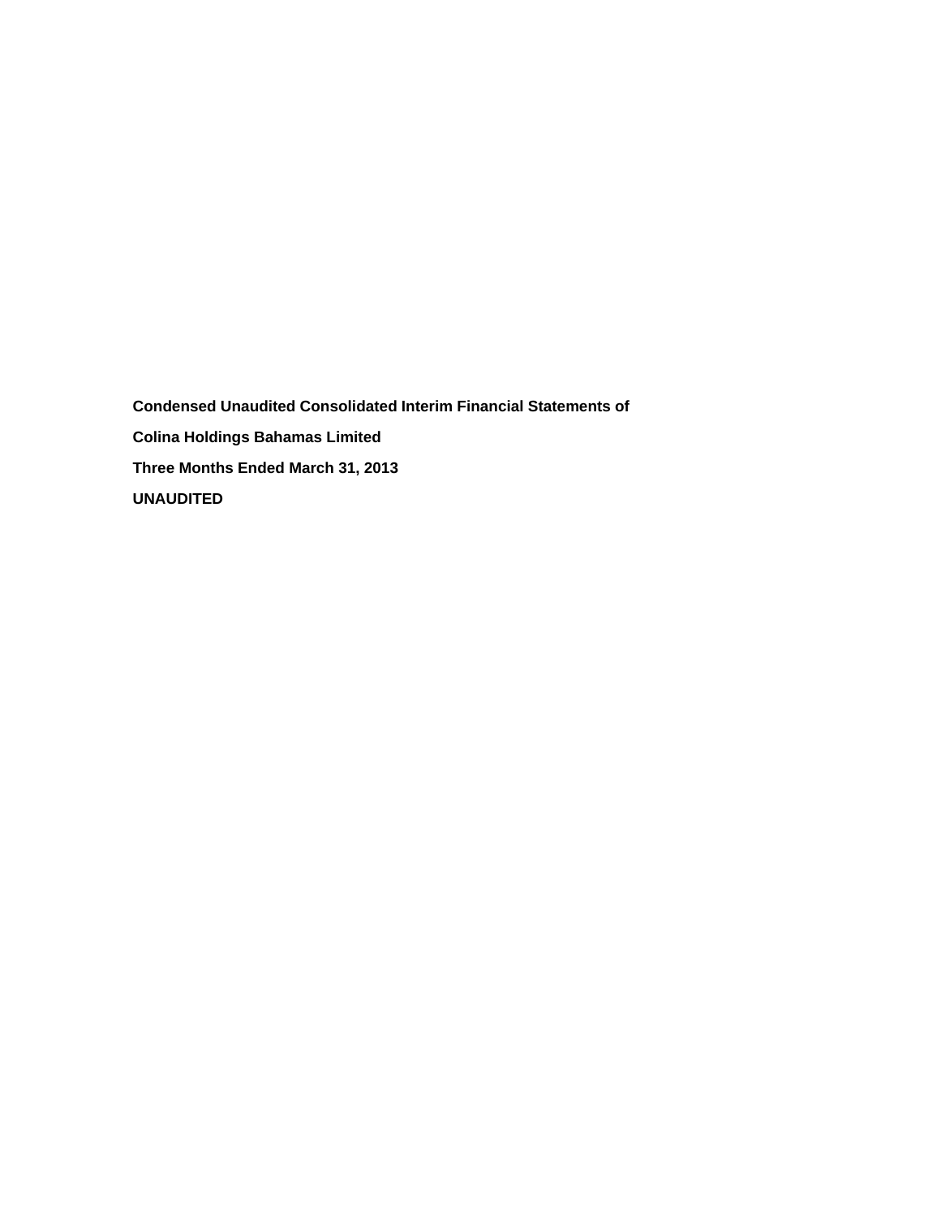**Condensed Unaudited Consolidated Interim Financial Statements of**

**Colina Holdings Bahamas Limited**

**Three Months Ended March 31, 2013**

**UNAUDITED**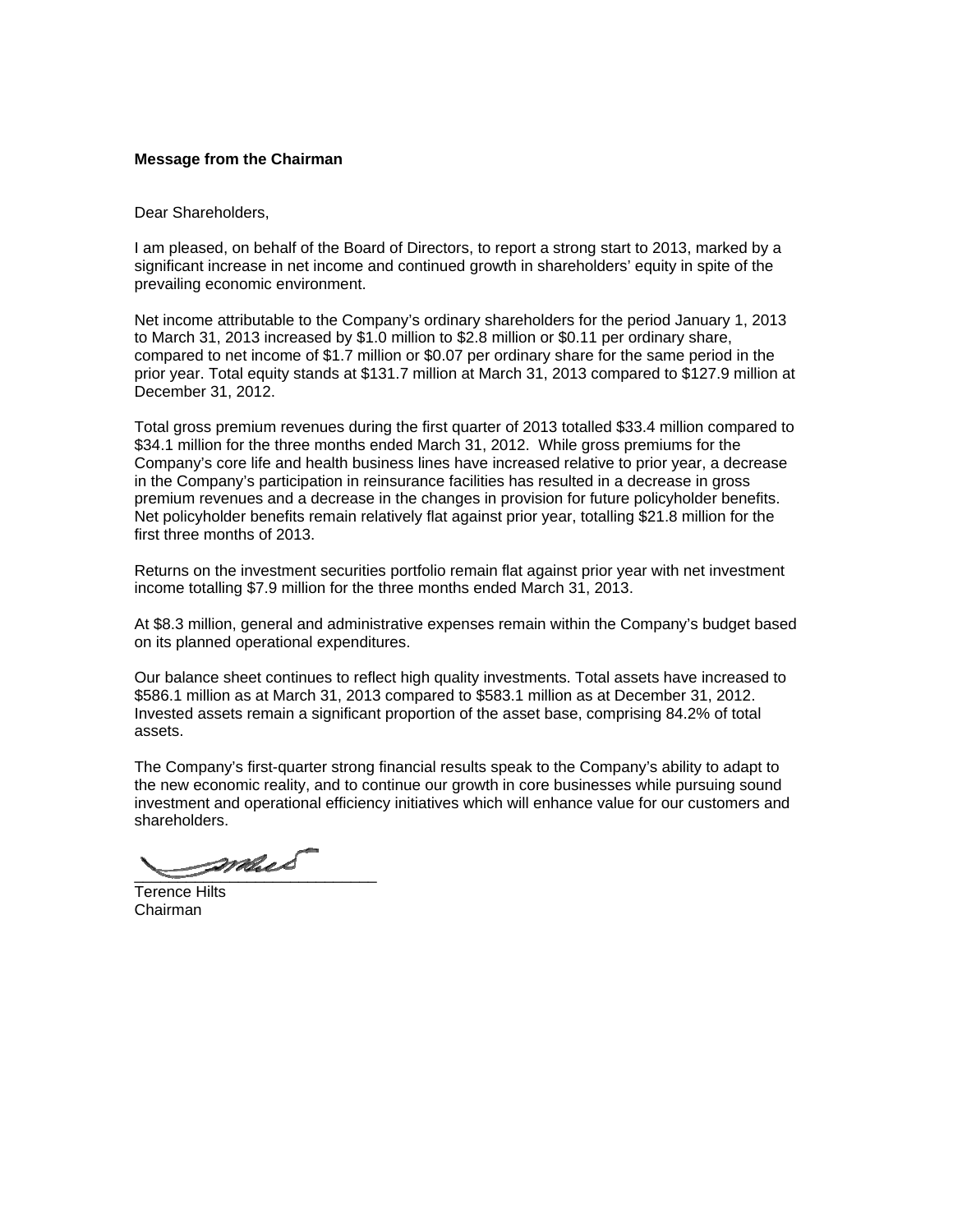**Message from the Chairman**

Dear Shareholders,

I am pleased, on behalf of the Board of Directors, to report a strong start to 2013, marked by a significant increase in net income and continued growth in shareholders' equity in spite of the prevailing economic environment.

Net income attributable to the Company's ordinary shareholders for the period January 1, 2013 to March 31, 2013 increased by $1.0 million to $2.8 million or $0.11 per ordinary share, compared to net income of $1.7 million or $0.07 per ordinary share for the same period in the prior year. Total equity stands at $131.7 million at March 31, 2013 compared to $127.9 million at December 31, 2012.

Total gross premium revenues during the first quarter of 2013 totalled $33.4 million compared to $34.1 million for the three months ended March 31, 2012. While gross premiums for the Company's core life and health business lines have increased relative to prior year, a decrease in the Company's participation in reinsurance facilities has resulted in a decrease in gross premium revenues and a decrease in the changes in provision for future policyholder benefits. Net policyholder benefits remain relatively flat against prior year, totalling $21.8 million for the first three months of 2013.

Returns on the investment securities portfolio remain flat against prior year with net investment income totalling $7.9 million for the three months ended March 31, 2013.

At $8.3 million, general and administrative expenses remain within the Company's budget based on its planned operational expenditures.

Our balance sheet continues to reflect high quality investments. Total assets have increased to $586.1 million as at March 31, 2013 compared to $583.1 million as at December 31, 2012. Invested assets remain a significant proportion of the asset base, comprising 84.2% of total assets.

The Company's first-quarter strong financial results speak to the Company's ability to adapt to the new economic reality, and to continue our growth in core businesses while pursuing sound investment and operational efficiency initiatives which will enhance value for our customers and shareholders.

Terence Hilts
Chairman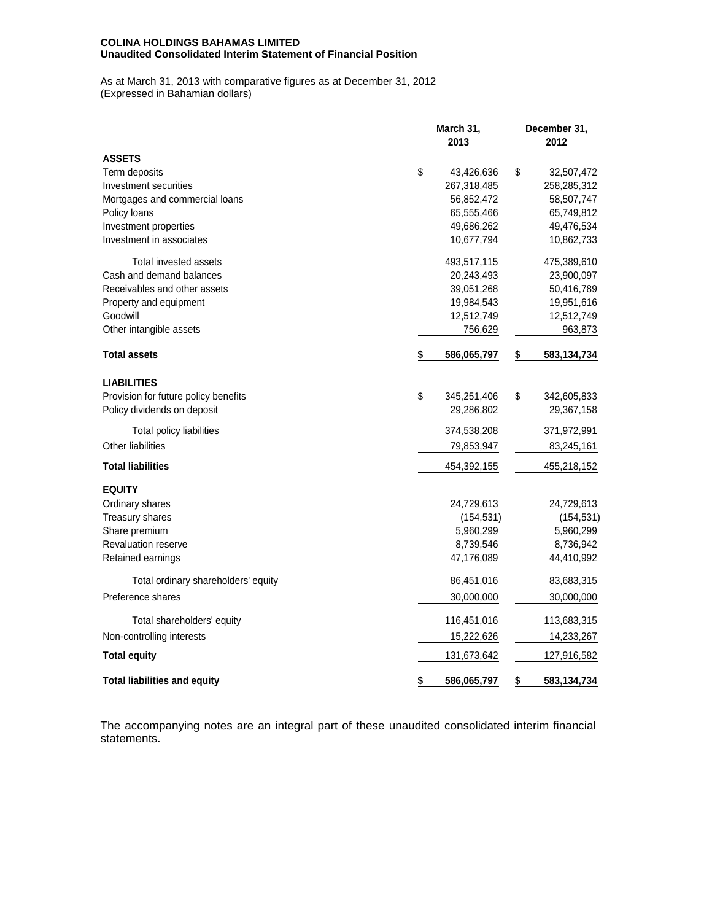**COLINA HOLDINGS BAHAMAS LIMITED**
**Unaudited Consolidated Interim Statement of Financial Position**

As at March 31, 2013 with comparative figures as at December 31, 2012
(Expressed in Bahamian dollars)

| | March 31, 2013 | December 31, 2012 |
|---|---|---|
| **ASSETS** | | |
| Term deposits | $ 43,426,636 | $ 32,507,472 |
| Investment securities | 267,318,485 | 258,285,312 |
| Mortgages and commercial loans | 56,852,472 | 58,507,747 |
| Policy loans | 65,555,466 | 65,749,812 |
| Investment properties | 49,686,262 | 49,476,534 |
| Investment in associates | 10,677,794 | 10,862,733 |
| Total invested assets | 493,517,115 | 475,389,610 |
| Cash and demand balances | 20,243,493 | 23,900,097 |
| Receivables and other assets | 39,051,268 | 50,416,789 |
| Property and equipment | 19,984,543 | 19,951,616 |
| Goodwill | 12,512,749 | 12,512,749 |
| Other intangible assets | 756,629 | 963,873 |
| **Total assets** | **$ 586,065,797** | **$ 583,134,734** |
| **LIABILITIES** | | |
| Provision for future policy benefits | $ 345,251,406 | $ 342,605,833 |
| Policy dividends on deposit | 29,286,802 | 29,367,158 |
| Total policy liabilities | 374,538,208 | 371,972,991 |
| Other liabilities | 79,853,947 | 83,245,161 |
| **Total liabilities** | 454,392,155 | 455,218,152 |
| **EQUITY** | | |
| Ordinary shares | 24,729,613 | 24,729,613 |
| Treasury shares | (154,531) | (154,531) |
| Share premium | 5,960,299 | 5,960,299 |
| Revaluation reserve | 8,739,546 | 8,736,942 |
| Retained earnings | 47,176,089 | 44,410,992 |
| Total ordinary shareholders' equity | 86,451,016 | 83,683,315 |
| Preference shares | 30,000,000 | 30,000,000 |
| Total shareholders' equity | 116,451,016 | 113,683,315 |
| Non-controlling interests | 15,222,626 | 14,233,267 |
| **Total equity** | 131,673,642 | 127,916,582 |
| **Total liabilities and equity** | **$ 586,065,797** | **$ 583,134,734** |

The accompanying notes are an integral part of these unaudited consolidated interim financial statements.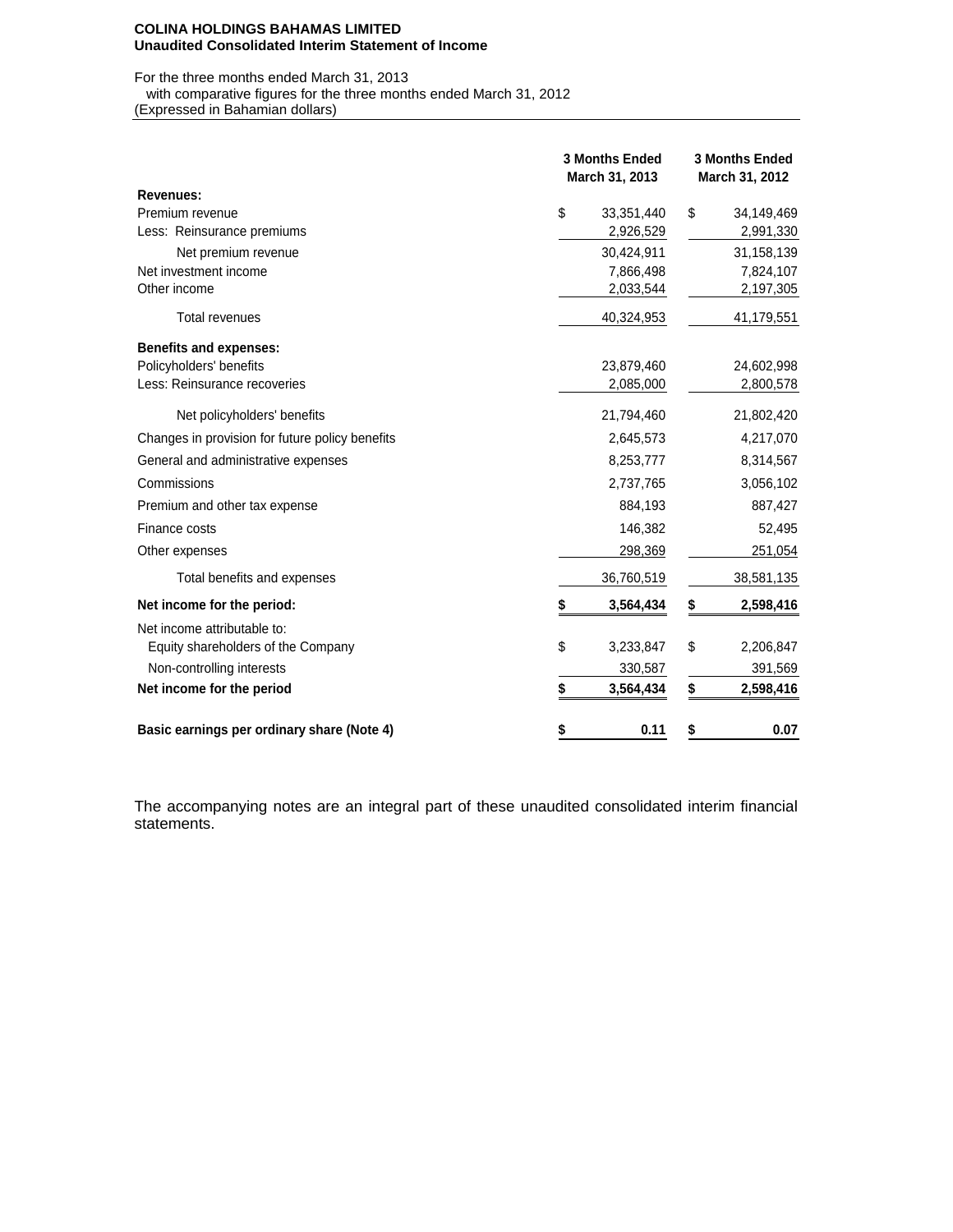**COLINA HOLDINGS BAHAMAS LIMITED**
**Unaudited Consolidated Interim Statement of Income**

For the three months ended March 31, 2013
with comparative figures for the three months ended March 31, 2012
(Expressed in Bahamian dollars)

| | 3 Months Ended March 31, 2013 | 3 Months Ended March 31, 2012 |
|---|---|---|
| **Revenues:** | | |
| Premium revenue | $ 33,351,440 | $ 34,149,469 |
| Less: Reinsurance premiums | 2,926,529 | 2,991,330 |
| Net premium revenue | 30,424,911 | 31,158,139 |
| Net investment income | 7,866,498 | 7,824,107 |
| Other income | 2,033,544 | 2,197,305 |
| Total revenues | 40,324,953 | 41,179,551 |
| **Benefits and expenses:** | | |
| Policyholders' benefits | 23,879,460 | 24,602,998 |
| Less: Reinsurance recoveries | 2,085,000 | 2,800,578 |
| Net policyholders' benefits | 21,794,460 | 21,802,420 |
| Changes in provision for future policy benefits | 2,645,573 | 4,217,070 |
| General and administrative expenses | 8,253,777 | 8,314,567 |
| Commissions | 2,737,765 | 3,056,102 |
| Premium and other tax expense | 884,193 | 887,427 |
| Finance costs | 146,382 | 52,495 |
| Other expenses | 298,369 | 251,054 |
| Total benefits and expenses | 36,760,519 | 38,581,135 |
| **Net income for the period:** | **$ 3,564,434** | **$ 2,598,416** |
| Net income attributable to: | | |
| Equity shareholders of the Company | $ 3,233,847 | $ 2,206,847 |
| Non-controlling interests | 330,587 | 391,569 |
| **Net income for the period** | **$ 3,564,434** | **$ 2,598,416** |
| **Basic earnings per ordinary share (Note 4)** | **$ 0.11** | **$ 0.07** |

The accompanying notes are an integral part of these unaudited consolidated interim financial statements.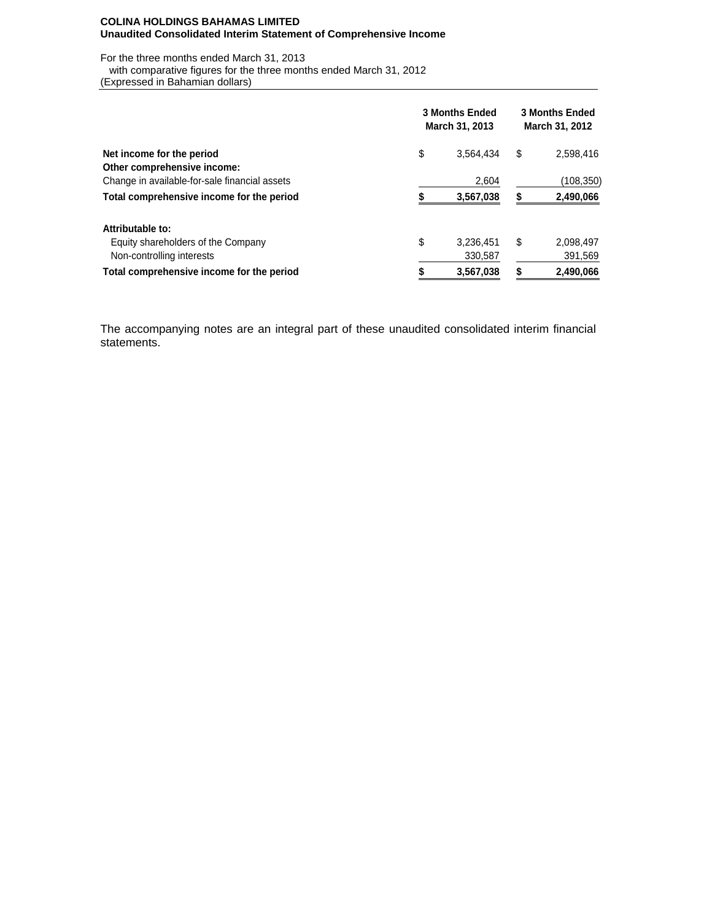**COLINA HOLDINGS BAHAMAS LIMITED**
**Unaudited Consolidated Interim Statement of Comprehensive Income**

For the three months ended March 31, 2013
with comparative figures for the three months ended March 31, 2012
(Expressed in Bahamian dollars)

| | 3 Months Ended March 31, 2013 | 3 Months Ended March 31, 2012 |
|---|---|---|
| **Net income for the period** | $ 3,564,434 | $ 2,598,416 |
| **Other comprehensive income:** | | |
| Change in available-for-sale financial assets | 2,604 | (108,350) |
| **Total comprehensive income for the period** | **$ 3,567,038** | **$ 2,490,066** |
| | | |
| **Attributable to:** | | |
| Equity shareholders of the Company | $ 3,236,451 | $ 2,098,497 |
| Non-controlling interests | 330,587 | 391,569 |
| **Total comprehensive income for the period** | **$ 3,567,038** | **$ 2,490,066** |

The accompanying notes are an integral part of these unaudited consolidated interim financial statements.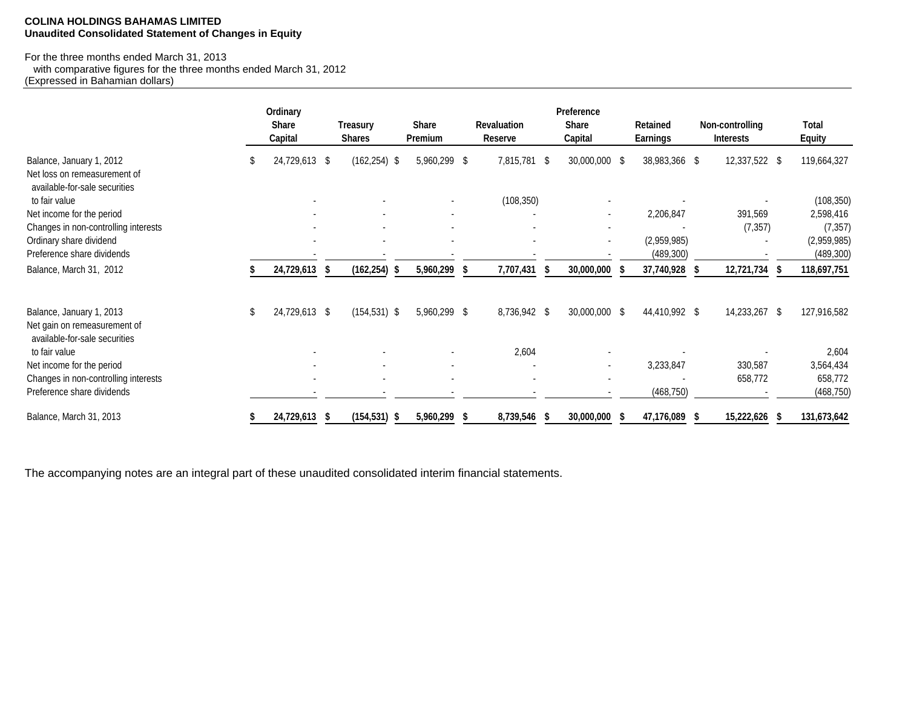**COLINA HOLDINGS BAHAMAS LIMITED**
**Unaudited Consolidated Statement of Changes in Equity**

For the three months ended March 31, 2013
with comparative figures for the three months ended March 31, 2012
(Expressed in Bahamian dollars)

| | Ordinary Share Capital | Treasury Shares | Share Premium | Revaluation Reserve | Preference Share Capital | Retained Earnings | Non-controlling Interests | Total Equity |
|---|---|---|---|---|---|---|---|---|
| Balance, January 1, 2012 | $ 24,729,613 | $ (162,254) | $ 5,960,299 | $ 7,815,781 | $ 30,000,000 | $ 38,983,366 | $ 12,337,522 | $ 119,664,327 |
| Net loss on remeasurement of available-for-sale securities to fair value | - | - | - | (108,350) | - | - | - | (108,350) |
| Net income for the period | - | - | - | - | - | 2,206,847 | 391,569 | 2,598,416 |
| Changes in non-controlling interests | - | - | - | - | - | - | (7,357) | (7,357) |
| Ordinary share dividend | - | - | - | - | - | (2,959,985) | - | (2,959,985) |
| Preference share dividends | - | - | - | - | - | (489,300) | - | (489,300) |
| **Balance, March 31, 2012** | **$ 24,729,613** | **$ (162,254)** | **$ 5,960,299** | **$ 7,707,431** | **$ 30,000,000** | **$ 37,740,928** | **$ 12,721,734** | **$ 118,697,751** |
| | | | | | | | | |
| Balance, January 1, 2013 | $ 24,729,613 | $ (154,531) | $ 5,960,299 | $ 8,736,942 | $ 30,000,000 | $ 44,410,992 | $ 14,233,267 | $ 127,916,582 |
| Net gain on remeasurement of available-for-sale securities to fair value | - | - | - | 2,604 | - | - | - | 2,604 |
| Net income for the period | - | - | - | - | - | 3,233,847 | 330,587 | 3,564,434 |
| Changes in non-controlling interests | - | - | - | - | - | - | 658,772 | 658,772 |
| Preference share dividends | - | - | - | - | - | (468,750) | - | (468,750) |
| **Balance, March 31, 2013** | **$ 24,729,613** | **$ (154,531)** | **$ 5,960,299** | **$ 8,739,546** | **$ 30,000,000** | **$ 47,176,089** | **$ 15,222,626** | **$ 131,673,642** |

The accompanying notes are an integral part of these unaudited consolidated interim financial statements.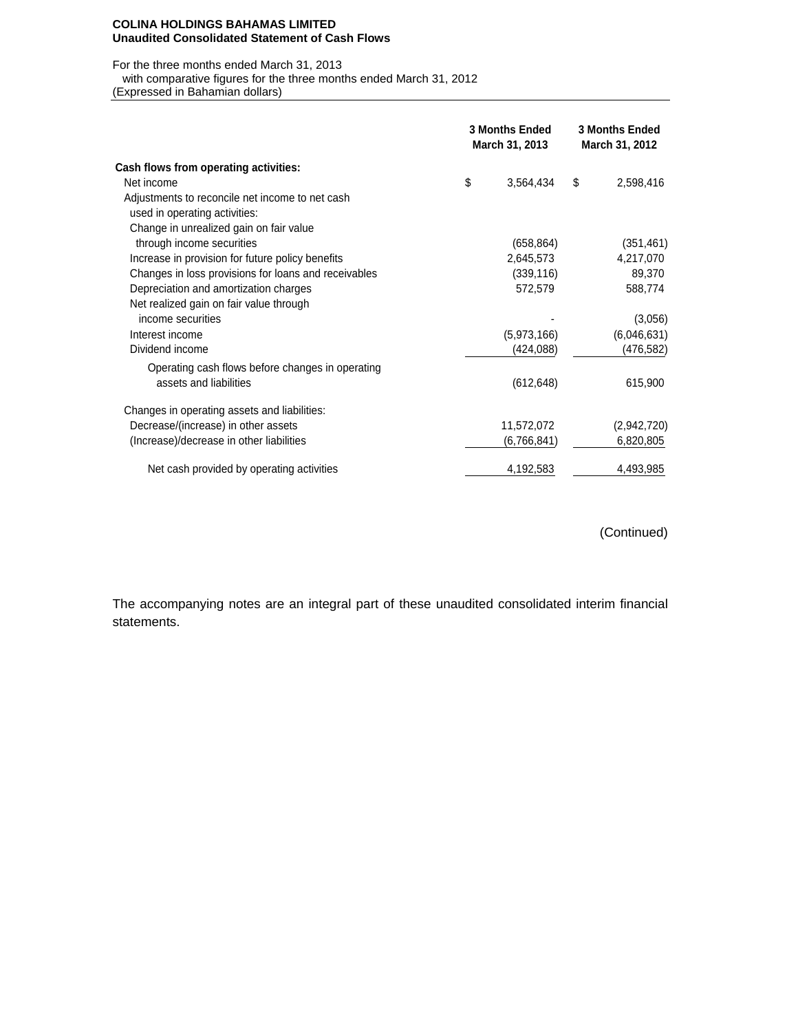**COLINA HOLDINGS BAHAMAS LIMITED**
**Unaudited Consolidated Statement of Cash Flows**

For the three months ended March 31, 2013
with comparative figures for the three months ended March 31, 2012
(Expressed in Bahamian dollars)

| | 3 Months Ended March 31, 2013 | 3 Months Ended March 31, 2012 |
|---|---|---|
| **Cash flows from operating activities:** | | |
| Net income | $ 3,564,434 | $ 2,598,416 |
| Adjustments to reconcile net income to net cash used in operating activities: | | |
| Change in unrealized gain on fair value through income securities | (658,864) | (351,461) |
| Increase in provision for future policy benefits | 2,645,573 | 4,217,070 |
| Changes in loss provisions for loans and receivables | (339,116) | 89,370 |
| Depreciation and amortization charges | 572,579 | 588,774 |
| Net realized gain on fair value through income securities | - | (3,056) |
| Interest income | (5,973,166) | (6,046,631) |
| Dividend income | (424,088) | (476,582) |
| Operating cash flows before changes in operating assets and liabilities | (612,648) | 615,900 |
| Changes in operating assets and liabilities: | | |
| Decrease/(increase) in other assets | 11,572,072 | (2,942,720) |
| (Increase)/decrease in other liabilities | (6,766,841) | 6,820,805 |
| Net cash provided by operating activities | 4,192,583 | 4,493,985 |

(Continued)

The accompanying notes are an integral part of these unaudited consolidated interim financial statements.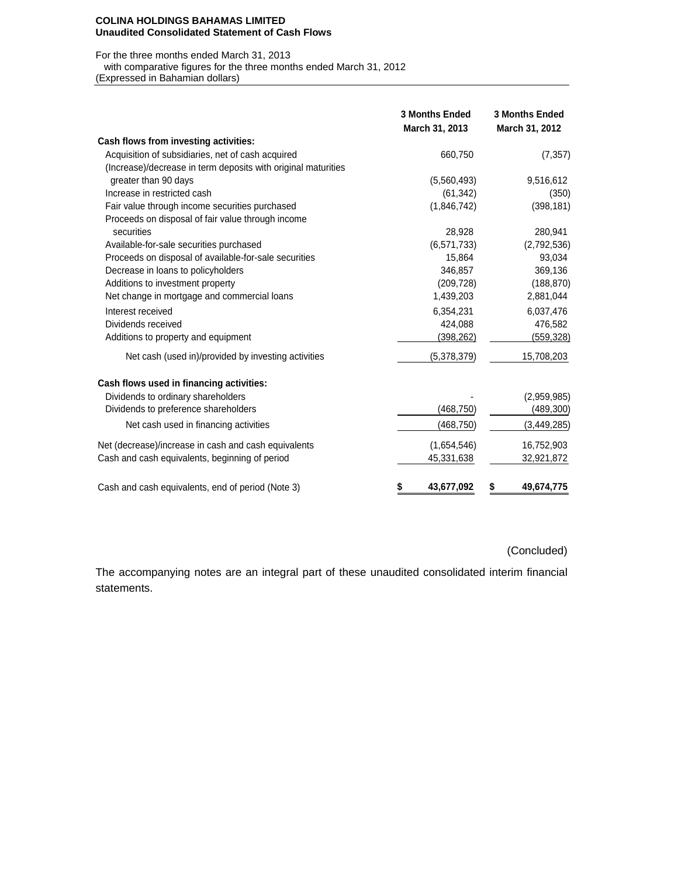**COLINA HOLDINGS BAHAMAS LIMITED**
**Unaudited Consolidated Statement of Cash Flows**

For the three months ended March 31, 2013
with comparative figures for the three months ended March 31, 2012
(Expressed in Bahamian dollars)

| | 3 Months Ended March 31, 2013 | 3 Months Ended March 31, 2012 |
|---|---|---|
| **Cash flows from investing activities:** | | |
| Acquisition of subsidiaries, net of cash acquired | 660,750 | (7,357) |
| (Increase)/decrease in term deposits with original maturities greater than 90 days | (5,560,493) | 9,516,612 |
| Increase in restricted cash | (61,342) | (350) |
| Fair value through income securities purchased | (1,846,742) | (398,181) |
| Proceeds on disposal of fair value through income securities | 28,928 | 280,941 |
| Available-for-sale securities purchased | (6,571,733) | (2,792,536) |
| Proceeds on disposal of available-for-sale securities | 15,864 | 93,034 |
| Decrease in loans to policyholders | 346,857 | 369,136 |
| Additions to investment property | (209,728) | (188,870) |
| Net change in mortgage and commercial loans | 1,439,203 | 2,881,044 |
| Interest received | 6,354,231 | 6,037,476 |
| Dividends received | 424,088 | 476,582 |
| Additions to property and equipment | (398,262) | (559,328) |
| Net cash (used in)/provided by investing activities | (5,378,379) | 15,708,203 |
| **Cash flows used in financing activities:** | | |
| Dividends to ordinary shareholders | - | (2,959,985) |
| Dividends to preference shareholders | (468,750) | (489,300) |
| Net cash used in financing activities | (468,750) | (3,449,285) |
| Net (decrease)/increase in cash and cash equivalents | (1,654,546) | 16,752,903 |
| Cash and cash equivalents, beginning of period | 45,331,638 | 32,921,872 |
| Cash and cash equivalents, end of period (Note 3) | **$ 43,677,092** | **$ 49,674,775** |

(Concluded)

The accompanying notes are an integral part of these unaudited consolidated interim financial statements.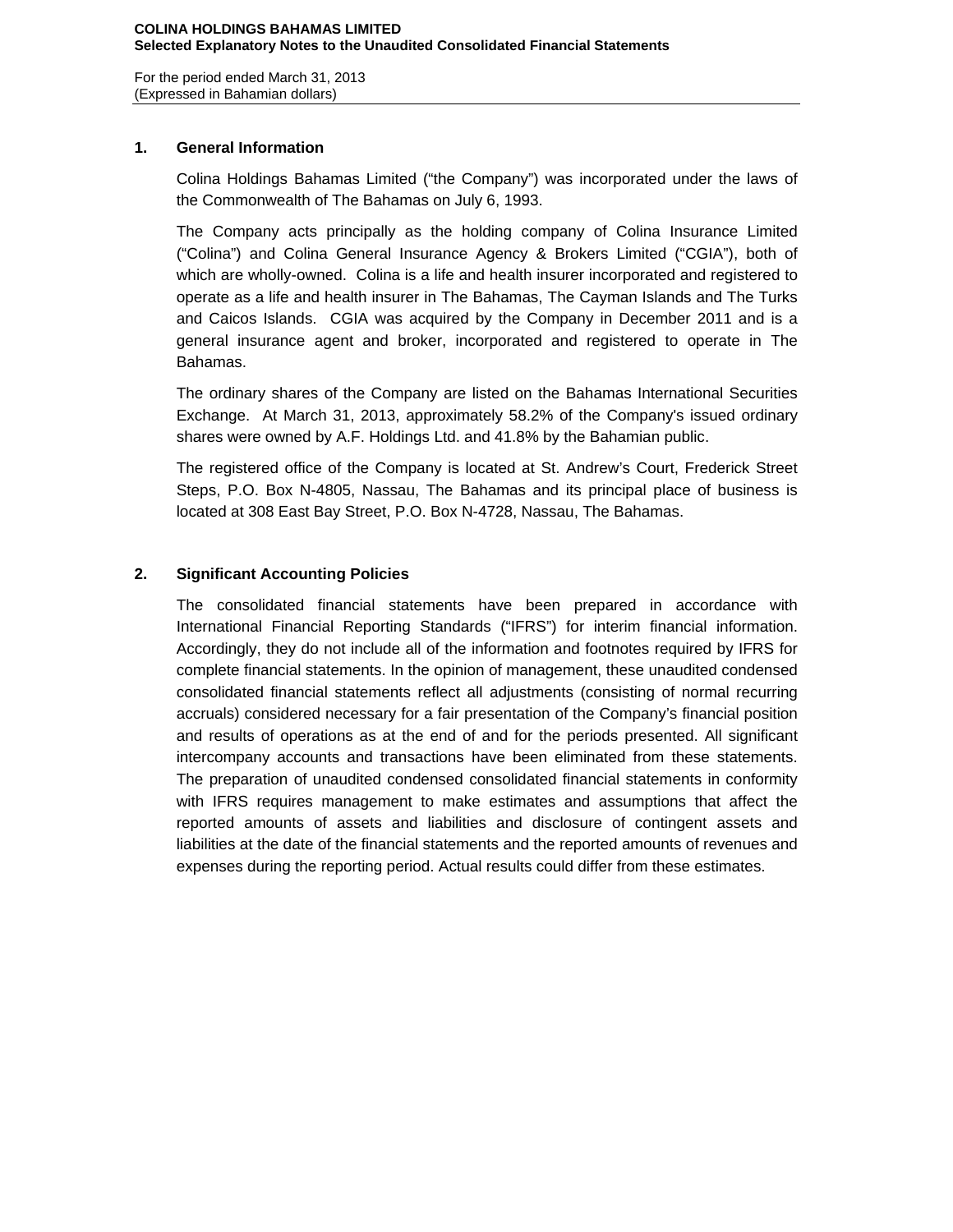**COLINA HOLDINGS BAHAMAS LIMITED**
**Selected Explanatory Notes to the Unaudited Consolidated Financial Statements**

For the period ended March 31, 2013
(Expressed in Bahamian dollars)

## 1. General Information

Colina Holdings Bahamas Limited ("the Company") was incorporated under the laws of the Commonwealth of The Bahamas on July 6, 1993.

The Company acts principally as the holding company of Colina Insurance Limited ("Colina") and Colina General Insurance Agency & Brokers Limited ("CGIA"), both of which are wholly-owned. Colina is a life and health insurer incorporated and registered to operate as a life and health insurer in The Bahamas, The Cayman Islands and The Turks and Caicos Islands. CGIA was acquired by the Company in December 2011 and is a general insurance agent and broker, incorporated and registered to operate in The Bahamas.

The ordinary shares of the Company are listed on the Bahamas International Securities Exchange. At March 31, 2013, approximately 58.2% of the Company's issued ordinary shares were owned by A.F. Holdings Ltd. and 41.8% by the Bahamian public.

The registered office of the Company is located at St. Andrew's Court, Frederick Street Steps, P.O. Box N-4805, Nassau, The Bahamas and its principal place of business is located at 308 East Bay Street, P.O. Box N-4728, Nassau, The Bahamas.

## 2. Significant Accounting Policies

The consolidated financial statements have been prepared in accordance with International Financial Reporting Standards ("IFRS") for interim financial information. Accordingly, they do not include all of the information and footnotes required by IFRS for complete financial statements. In the opinion of management, these unaudited condensed consolidated financial statements reflect all adjustments (consisting of normal recurring accruals) considered necessary for a fair presentation of the Company's financial position and results of operations as at the end of and for the periods presented. All significant intercompany accounts and transactions have been eliminated from these statements. The preparation of unaudited condensed consolidated financial statements in conformity with IFRS requires management to make estimates and assumptions that affect the reported amounts of assets and liabilities and disclosure of contingent assets and liabilities at the date of the financial statements and the reported amounts of revenues and expenses during the reporting period. Actual results could differ from these estimates.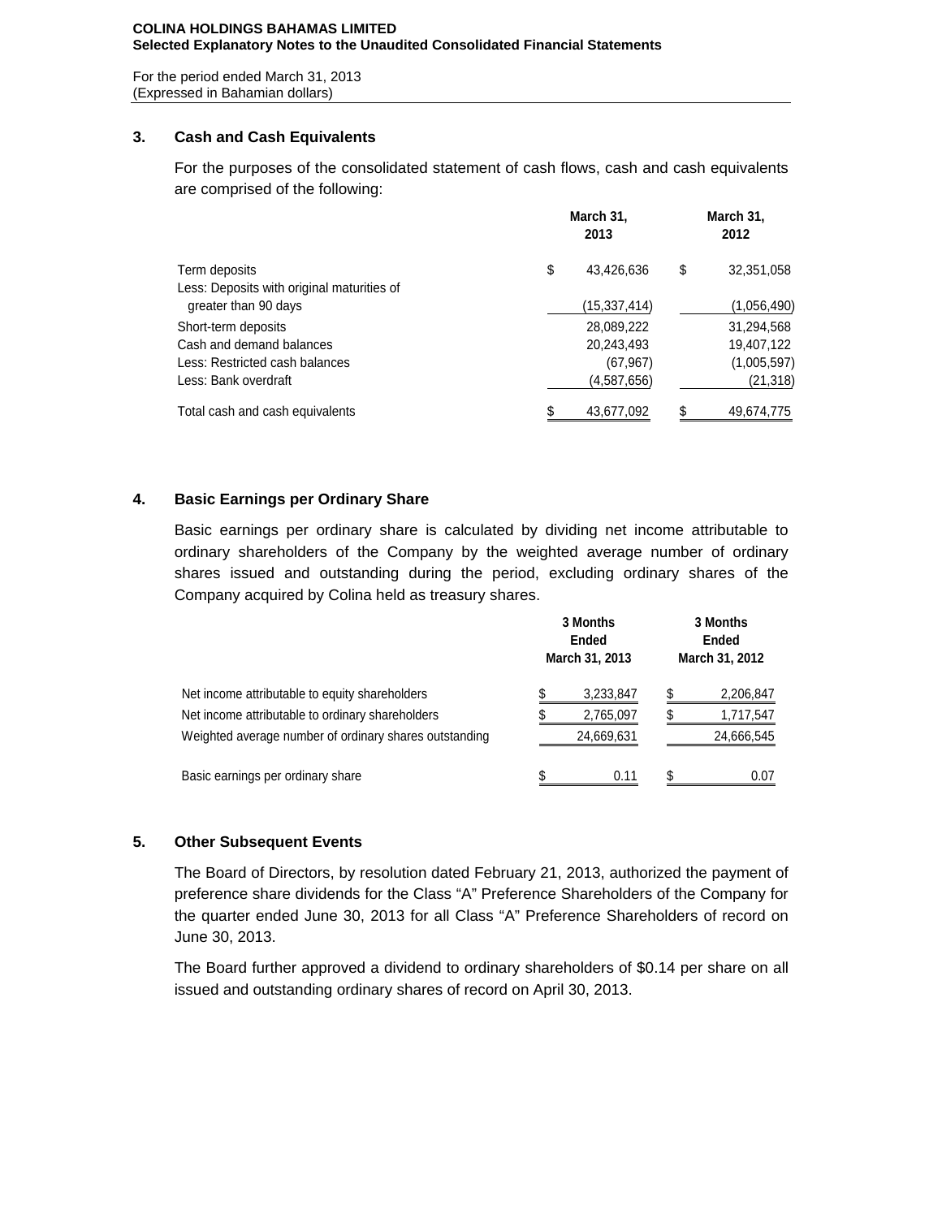**COLINA HOLDINGS BAHAMAS LIMITED**
**Selected Explanatory Notes to the Unaudited Consolidated Financial Statements**

For the period ended March 31, 2013
(Expressed in Bahamian dollars)

## 3. Cash and Cash Equivalents

For the purposes of the consolidated statement of cash flows, cash and cash equivalents are comprised of the following:

| | March 31, 2013 | March 31, 2012 |
|---|---|---|
| Term deposits | $ 43,426,636 | $ 32,351,058 |
| Less: Deposits with original maturities of greater than 90 days | (15,337,414) | (1,056,490) |
| Short-term deposits | 28,089,222 | 31,294,568 |
| Cash and demand balances | 20,243,493 | 19,407,122 |
| Less: Restricted cash balances | (67,967) | (1,005,597) |
| Less: Bank overdraft | (4,587,656) | (21,318) |
| Total cash and cash equivalents | $ 43,677,092 | $ 49,674,775 |

## 4. Basic Earnings per Ordinary Share

Basic earnings per ordinary share is calculated by dividing net income attributable to ordinary shareholders of the Company by the weighted average number of ordinary shares issued and outstanding during the period, excluding ordinary shares of the Company acquired by Colina held as treasury shares.

| | 3 Months Ended March 31, 2013 | 3 Months Ended March 31, 2012 |
|---|---|---|
| Net income attributable to equity shareholders | $ 3,233,847 | $ 2,206,847 |
| Net income attributable to ordinary shareholders | $ 2,765,097 | $ 1,717,547 |
| Weighted average number of ordinary shares outstanding | 24,669,631 | 24,666,545 |
| Basic earnings per ordinary share | $ 0.11 | $ 0.07 |

## 5. Other Subsequent Events

The Board of Directors, by resolution dated February 21, 2013, authorized the payment of preference share dividends for the Class "A" Preference Shareholders of the Company for the quarter ended June 30, 2013 for all Class "A" Preference Shareholders of record on June 30, 2013.

The Board further approved a dividend to ordinary shareholders of $0.14 per share on all issued and outstanding ordinary shares of record on April 30, 2013.